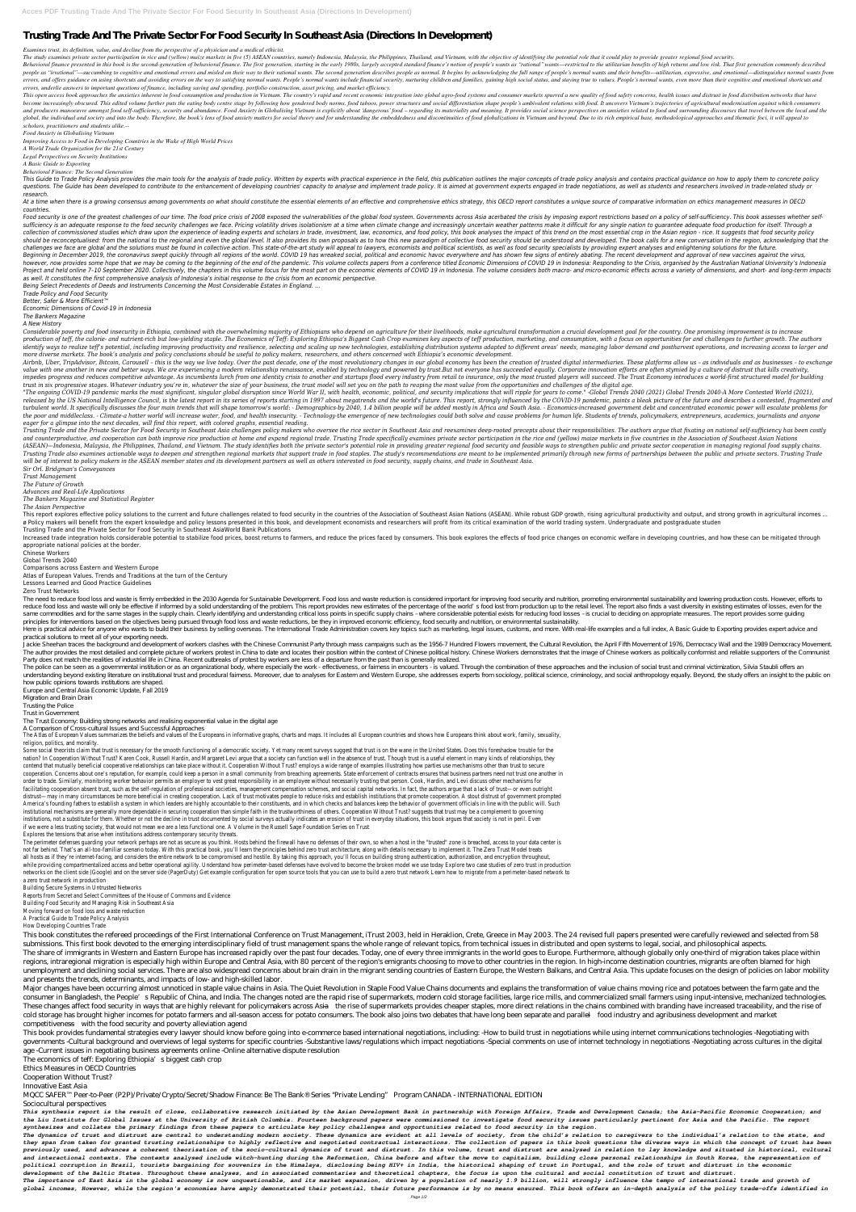# Trusting Trade And The Private Sector For Food Security In Southeast Asia (Directions In Development)

*Examines trust, its definition, value, and decline from the perspective of a physician and a medical ethicist.*

The study examines private sector participation in rice and (yellow) maize markets in five (5) ASEAN countries, namely Indonesia, Malaysia, the Philippines, Thailand, and Vietnam, with the objective of identifying the potential role that it could play to provide greater regional food security.

Behavioral finance presented in this book is the second-generation of behavioral finance. The first generation, starting in the early 1980s, largely accepted standard finance's notion of people's wants as "rational" wants—restricted to the utilitarian benefits of high returns and low risk. That first generation commonly described people as "irrational"—succumbing to cognitive and emotional errors and misled on their way to their rational wants. The second generation describes people as normal. It begins by acknowledging the full range of people's normal wants and their benefits—utilitarian, expressive, and emotional—distinguishes normal wants from errors, and offers guidance on using shortcuts and avoiding errors on the way to satisfying normal wants. People's normal wants include financial security, nurturing children and families, gaining high social status, and staying true to values. People's normal wants, even more than their cognitive and emotional shortcuts and errors, underlie answers to important questions of finance, including saving and spending, portfolio construction, asset pricing, and market efficiency.

This open access book approaches the anxieties inherent in food consumption and production in Vietnam. The country's rapid and recent economic integration into global agro-food systems and consumer markets spurred a new quality of food safety concerns, health issues and distrust in food distribution networks that have become increasingly obscured. This edited volume further puts the eating body centre stage by following how gendered body norms, food taboos, power structures and social differentiation shape people's ambivalent relations with food. It uncovers Vietnam's trajectories of agricultural modernisation against which consumers and producers manoeuvre amongst food self-sufficiency, security and abundance. Food Anxiety in Globalising Vietnam is explicitly about 'dangerous' food – regarding its materiality and meaning. It provides social science perspectives on anxieties related to food and surrounding discourses that travel between the local and the global, the individual and society and into the body. Therefore, the book's lens of food anxiety matters for social theory and for understanding the embeddedness and discontinuities of food globalizations in Vietnam and beyond. Due to its rich empirical base, methodological approaches and thematic foci, it will appeal to scholars, practitioners and students alike.--

*Food Anxiety in Globalising Vietnam*

*Improving Access to Food in Developing Countries in the Wake of High World Prices*

*A World Trade Organization for the 21st Century*

*Legal Perspectives on Security Institutions*

*A Basic Guide to Exporting*

*Behavioral Finance: The Second Generation*

This Guide to Trade Policy Analysis provides the main tools for the analysis of trade policy. Written by experts with practical experience in the field, this publication outlines the major concepts of trade policy analysis and contains practical guidance on how to apply them to concrete policy questions. The Guide has been developed to contribute to the enhancement of developing countries' capacity to analyse and implement trade policy. It is aimed at government experts engaged in trade negotiations, as well as students and researchers involved in trade-related study or research.

At a time when there is a growing consensus among governments on what should constitute the essential elements of an effective and comprehensive ethics strategy, this OECD report constitutes a unique source of comparative information on ethics management measures in OECD countries.

Food security is one of the greatest challenges of our time. The food price crisis of 2008 exposed the vulnerabilities of the global food system. Governments across Asia acerbated the crisis by imposing export restrictions based on a policy of self-sufficiency. This book assesses whether self-sufficiency is an adequate response to the food security challenges we face. Pricing volatility drives isolationism at a time when climate change and increasingly uncertain weather patterns make it difficult for any single nation to guarantee adequate food production for itself. Through a collection of commissioned studies which draw upon the experience of leading experts and scholars in trade, investment, law, economics, and food policy, this book analyses the impact of this trend on the most essential crop in the Asian region - rice. It suggests that food security policy should be reconceptualised: from the national to the regional and even the global level. It also provides its own proposals as to how this new paradigm of collective food security should be understood and developed. The book calls for a new conversation in the region, acknowledging that the challenges we face are global and the solutions must be found in collective action. This state-of-the-art study will appeal to lawyers, economists and political scientists, as well as food security specialists by providing expert analyses and enlightening solutions for the future.

Beginning in December 2019, the coronavirus swept quickly through all regions of the world. COVID 19 has wreaked social, political and economic havoc everywhere and has shown few signs of entirely abating. The recent development and approval of new vaccines against the virus, however, now provides some hope that we may be coming to the beginning of the end of the pandemic. This volume collects papers from a conference titled Economic Dimensions of COVID 19 in Indonesia: Responding to the Crisis, organised by the Australian National University's Indonesia Project and held online 7–10 September 2020. Collectively, the chapters in this volume focus for the most part on the economic elements of COVID 19 in Indonesia. The volume considers both macro- and micro-economic effects across a variety of dimensions, and short- and long-term impacts as well. It constitutes the first comprehensive analysis of Indonesia's initial response to the crisis from an economic perspective.

*Being Select Precedents of Deeds and Instruments Concerning the Most Considerable Estates in England. ...*

*Trade Policy and Food Security*

*Better, Safer & More Efficient™*

*Economic Dimensions of Covid-19 in Indonesia*

*The Bankers Magazine*

*A New History*

Considerable poverty and food insecurity in Ethiopia, combined with the overwhelming majority of Ethiopians who depend on agriculture for their livelihoods, make agricultural transformation a crucial development goal for the country. One promising improvement is to increase production of teff, the calorie- and nutrient-rich but low-yielding staple. The Economics of Teff: Exploring Ethiopia's Biggest Cash Crop examines key aspects of teff production, marketing, and consumption, with a focus on opportunities for and challenges to further growth. The authors identify ways to realize teff's potential, including improving productivity and resilience, selecting and scaling up new technologies, establishing distribution systems adapted to different areas' needs, managing labor demand and postharvest operations, and increasing access to larger and more diverse markets. The book's analysis and policy conclusions should be useful to policy makers, researchers, and others concerned with Ethiopia's economic development.

Airbnb, Uber, TripAdvisor, Bitcoin, Carousell – this is the way we live today. Over the past decade, one of the most revolutionary changes in our global economy has been the creation of trusted digital intermediaries. These platforms allow us – as individuals and as businesses – to exchange value with one another in new and better ways. We are experiencing a modern relationship renaissance, enabled by technology and powered by trust.But not everyone has succeeded equally. Corporate innovation efforts are often stymied by a culture of distrust that kills creativity, impedes progress and reduces competitive advantage. As incumbents lurch from one identity crisis to another and startups flood every industry from retail to insurance, only the most trusted players will succeed. The Trust Economy introduces a world-first structured model for building trust in six progressive stages. Whatever industry you're in, whatever the size of your business, the trust model will set you on the path to reaping the most value from the opportunities and challenges of the digital age.

"The ongoing COVID-19 pandemic marks the most significant, singular global disruption since World War II, with health, economic, political, and security implications that will ripple for years to come." -Global Trends 2040 (2021) Global Trends 2040-A More Contested World (2021), released by the US National Intelligence Council, is the latest report in its series of reports starting in 1997 about megatrends and the world's future. This report, strongly influenced by the COVID-19 pandemic, paints a bleak picture of the future and describes a contested, fragmented and turbulent world. It specifically discusses the four main trends that will shape tomorrow's world: - Demographics-by 2040, 1.4 billion people will be added mostly in Africa and South Asia. - Economics-increased government debt and concentrated economic power will escalate problems for the poor and middleclass. - Climate-a hotter world will increase water, food, and health insecurity. - Technology-the emergence of new technologies could both solve and cause problems for human life. Students of trends, policymakers, entrepreneurs, academics, journalists and anyone eager for a glimpse into the next decades, will find this report, with colored graphs, essential reading.

Trusting Trade and the Private Sector for Food Security in Southeast Asia challenges policy makers who oversee the rice sector in Southeast Asia and reexamines deep-rooted precepts about their responsibilities. The authors argue that fixating on national self-sufficiency has been costly and counterproductive, and cooperation can both improve rice production at home and expand regional trade. Trusting Trade specifically examines private sector participation in the rice and (yellow) maize markets in five countries in the Association of Southeast Asian Nations (ASEAN)—Indonesia, Malaysia, the Philippines, Thailand, and Vietnam. The study identifies both the private sector's potential role in providing greater regional food security and feasible ways to strengthen public and private sector cooperation in managing regional food supply chains. Trusting Trade also examines actionable ways to deepen and strengthen regional markets that support trade in food staples. The study's recommendations are meant to be implemented primarily through new forms of partnerships between the public and private sectors. Trusting Trade will be of interest to policy makers in the ASEAN member states and its development partners as well as others interested in food security, supply chains, and trade in Southeast Asia.

*Sir Orl. Bridgman's Conveyances*

*Trust Management*

*The Future of Growth*

*Advances and Real-Life Applications*

*The Bankers Magazine and Statistical Register*

*The Asian Perspective*

This report explores effective policy solutions to the current and future challenges related to food security in the countries of the Association of Southeast Asian Nations (ASEAN). While robust GDP growth, rising agricultural productivity and output, and strong growth in agricultural incomes ...

ø Policy makers will benefit from the expert knowledge and policy lessons presented in this book, and development economists and researchers will profit from its critical examination of the world trading system. Undergraduate and postgraduate studen

Trusting Trade and the Private Sector for Food Security in Southeast AsiaWorld Bank Publications

Increased trade integration holds considerable potential to stabilize food prices, boost returns to farmers, and reduce the prices faced by consumers. This book explores the effects of food price changes on economic welfare in developing countries, and how these can be mitigated through appropriate national policies at the border.

Chinese Workers

Global Trends 2040

Comparisons across Eastern and Western Europe

Atlas of European Values. Trends and Traditions at the turn of the Century

Lessons Learned and Good Practice Guidelines

Zero Trust Networks

The need to reduce food loss and waste is firmly embedded in the 2030 Agenda for Sustainable Development. Food loss and waste reduction is considered important for improving food security and nutrition, promoting environmental sustainability and lowering production costs. However, efforts to reduce food loss and waste will only be effective if informed by a solid understanding of the problem. This report provides new estimates of the percentage of the world's food lost from production up to the retail level. The report also finds a vast diversity in existing estimates of losses, even for the same commodities and for the same stages in the supply chain. Clearly identifying and understanding critical loss points in specific supply chains – where considerable potential exists for reducing food losses – is crucial to deciding on appropriate measures. The report provides some guiding principles for interventions based on the objectives being pursued through food loss and waste reductions, be they in improved economic efficiency, food security and nutrition, or environmental sustainability.

Here is practical advice for anyone who wants to build their business by selling overseas. The International Trade Administration covers key topics such as marketing, legal issues, customs, and more. With real-life examples and a full index, A Basic Guide to Exporting provides expert advice and practical solutions to meet all of your exporting needs.

Jackie Sheehan traces the background and development of workers clashes with the Chinese Communist Party through mass campaigns such as the 1956-7 Hundred Flowers movement, the Cultural Revolution, the April Fifth Movement of 1976, Democracy Wall and the 1989 Democracy Movement. The author provides the most detailed and complete picture of workers protest in China to date and locates their position within the context of Chinese political history. Chinese Workers demonstrates that the image of Chinese workers as politically conformist and reliable supporters of the Communist Party does not match the realities of industrial life in China. Recent outbreaks of protest by workers are less of a departure from the past than is generally realized.

The police can be seen as a governmental institution or as an organizational body, where especially the work – effectiveness, or fairness in encounters – is valued. Through the combination of these approaches and the inclusion of social trust and criminal victimization, Silvia Staubli offers an understanding beyond existing literature on institutional trust and procedural fairness. Moreover, due to analyses for Eastern and Western Europe, she addresses experts from sociology, political science, criminology, and social anthropology equally. Beyond, the study offers an insight to the public on how public opinions towards institutions are shaped.

Europe and Central Asia Economic Update, Fall 2019

Migration and Brain Drain

Trusting the Police

Trust in Government

The Trust Economy: Building strong networks and realising exponential value in the digital age

A Comparison of Cross-cultural Issues and Successful Approaches

The Atlas of European Values summarizes the beliefs and values of the Europeans in informative graphs, charts and maps. It includes all European countries and shows how Europeans think about work, family, sexuality, religion, politics, and morality.

Some social theorists claim that trust is necessary for the smooth functioning of a democratic society. Yet many recent surveys suggest that trust is on the wane in the United States. Does this foreshadow trouble for the nation? In Cooperation Without Trust? Karen Cook, Russell Hardin, and Margaret Levi argue that a society can function well in the absence of trust. Though trust is a useful element in many kinds of relationships, they contend that mutually beneficial cooperative relationships can take place without it. Cooperation Without Trust? employs a wide range of examples illustrating how parties use mechanisms other than trust to secure cooperation. Concerns about one's reputation, for example, could keep a person in a small community from breaching agreements. State enforcement of contracts ensures that business partners need not trust one another in order to trade. Similarly, monitoring worker behavior permits an employer to vest great responsibility in an employee without necessarily trusting that person. Cook, Hardin, and Levi discuss other mechanisms for facilitating cooperation absent trust, such as the self-regulation of professional societies, management compensation schemes, and social capital networks. In fact, the authors argue that a lack of trust—or even outright distrust—may in many circumstances be more beneficial in creating cooperation. Lack of trust motivates people to reduce risks and establish institutions that promote cooperation. A stout distrust of government prompted America's founding fathers to establish a system in which leaders are highly accountable to their constituents, and in which checks and balances keep the behavior of government officials in line with the public will. Such institutional mechanisms are generally more dependable in securing cooperation than simple faith in the trustworthiness of others. Cooperation Without Trust? suggests that trust may be a complement to governing institutions, not a substitute for them. Whether or not the decline in trust documented by social surveys actually indicates an erosion of trust in everyday situations, this book argues that society is not in peril. Even if we were a less trusting society, that would not mean we are a less functional one. A Volume in the Russell Sage Foundation Series on Trust

Explores the tensions that arise when institutions address contemporary security threats.

The perimeter defenses guarding your network perhaps are not as secure as you think. Hosts behind the firewall have no defenses of their own, so when a host in the "trusted" zone is breached, access to your data center is not far behind. That's an all-too-familiar scenario today. With this practical book, you'll learn the principles behind zero trust architecture, along with details necessary to implement it. The Zero Trust Model treats all hosts as if they're internet-facing, and considers the entire network to be compromised and hostile. By taking this approach, you'll focus on building strong authentication, authorization, and encryption throughout, while providing compartmentalized access and better operational agility. Understand how perimeter-based defenses have evolved to become the broken model we use today Explore two case studies of zero trust in production networks on the client side (Google) and on the server side (PagerDuty) Get example configuration for open source tools that you can use to build a zero trust network Learn how to migrate from a perimeter-based network to a zero trust network in production

Building Secure Systems in Untrusted Networks

Reports from Secret and Select Committees of the House of Commons and Evidence

Building Food Security and Managing Risk in Southeast Asia

Moving forward on food loss and waste reduction

A Practical Guide to Trade Policy Analysis

How Developing Countries Trade

This book constitutes the refereed proceedings of the First International Conference on Trust Management, iTrust 2003, held in Heraklion, Crete, Greece in May 2003. The 24 revised full papers presented were carefully reviewed and selected from 58 submissions. This first book devoted to the emerging interdisciplinary field of trust management spans the whole range of relevant topics, from technical issues in distributed and open systems to legal, social, and philosophical aspects.

The share of immigrants in Western and Eastern Europe has increased rapidly over the past four decades. Today, one of every three immigrants in the world goes to Europe. Furthermore, although globally only one-third of migration takes place within regions, intraregional migration is especially high within Europe and Central Asia, with 80 percent of the region's emigrants choosing to move to other countries in the region. In high-income destination countries, migrants are often blamed for high unemployment and declining social services. There are also widespread concerns about brain drain in the migrant sending countries of Eastern Europe, the Western Balkans, and Central Asia. This update focuses on the design of policies on labor mobility and presents the trends, determinants, and impacts of low- and high-skilled labor.

Major changes have been occurring almost unnoticed in staple value chains in Asia. The Quiet Revolution in Staple Food Value Chains documents and explains the transformation of value chains moving rice and potatoes between the farm gate and the consumer in Bangladesh, the People's Republic of China, and India. The changes noted are the rapid rise of supermarkets, modern cold storage facilities, large rice mills, and commercialized small farmers using input-intensive, mechanized technologies. These changes affect food security in ways that are highly relevant for policymakers across Asia—the rise of supermarkets provides cheaper staples, more direct relations in the chains combined with branding have increased traceability, and the rise of cold storage has brought higher incomes for potato farmers and all-season access for potato consumers. The book also joins two debates that have long been separate and parallel—food industry and agribusiness development and market competitiveness—with the food security and poverty alleviation agend

This book provides fundamental strategies every lawyer should know before going into e-commerce based international negotiations, including: -How to build trust in negotiations while using internet communications technologies -Negotiating with governments -Cultural background and overviews of legal systems for specific countries -Substantive laws/regulations which impact negotiations -Special comments on use of internet technology in negotiations -Negotiating across cultures in the digital age -Current issues in negotiating business agreements online -Online alternative dispute resolution

The economics of teff: Exploring Ethiopia's biggest cash crop

Ethics Measures in OECD Countries

Cooperation Without Trust?

Innovative East Asia

MQCC SAFER™ Peer-to-Peer (P2P)/Private/Crypto/Secret/Shadow Finance: Be The Bank® Series "Private Lending" Program CANADA - INTERNATIONAL EDITION

Sociocultural perspectives

***This synthesis report is the result of close, collaborative research initiated by the Asian Development Bank in partnership with Foreign Affairs, Trade and Development Canada; the Asia-Pacific Economic Cooperation; and the Liu Institute for Global Issues at the University of British Columbia. Fourteen background papers were commissioned to investigate food security issues particularly pertinent for Asia and the Pacific. The report synthesizes and collates the primary findings from these papers to articulate key policy challenges and opportunities related to food security in the region.***

***The dynamics of trust and distrust are central to understanding modern society. These dynamics are evident at all levels of society, from the child's relation to caregivers to the individual's relation to the state, and they span from taken for granted trusting relationships to highly reflective and negotiated contractual interactions. The collection of papers in this book questions the diverse ways in which the concept of trust has been previously used, and advances a coherent theorisation of the socio-cultural dynamics of trust and distrust. In this volume, trust and distrust are analysed in relation to lay knowledge and situated in historical, cultural and interactional contexts. The contexts analysed include witch-hunting during the Reformation, China before and after the move to capitalism, building close personal relationships in South Korea, the representation of political corruption in Brazil, tourists bargaining for souvenirs in the Himalaya, disclosing being HIV+ in India, the historical shaping of trust in Portugal, and the role of trust and distrust in the economic development of the Baltic States. Throughout these analyses, and in associated commentaries and theoretical chapters, the focus is upon the cultural and social constitution of trust and distrust.***

***The importance of East Asia in the global economy is now unquestionable, and its market expansion, driven by a population of nearly 1.9 billion, will strongly influence the tempo of international trade and growth of global incomes, However, while the region's economies have amply demonstrated their potential, their future performance is by no means ensured. This book offers an in-depth analysis of the policy trade-offs identified in***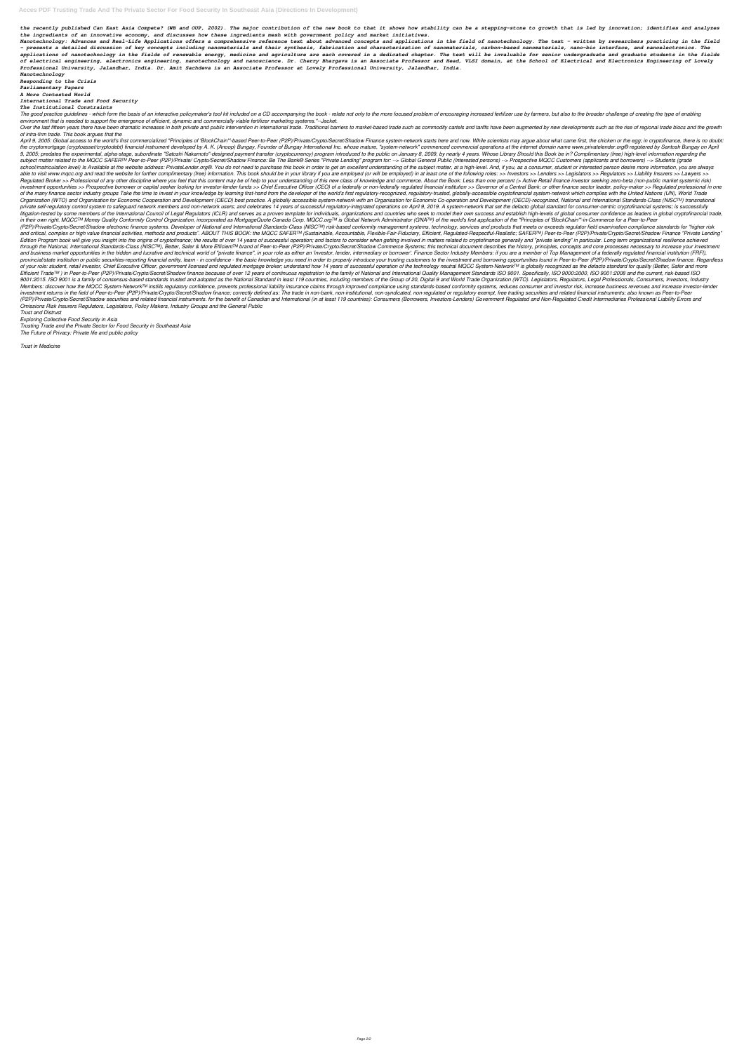*the recently published Can East Asia Compete? (WB and OUP, 2002). The major contribution of the new book to that it shows how stability can be a stepping-stone to growth that is led by innovation; identifies and analyzes the ingredients of an innovative economy, and discusses how these ingredients mesh with government policy and market initiatives.*

*Nanotechnology: Advances and Real-Life Applications offers a comprehensive reference text about advanced concepts and applications in the field of nanotechnology. The text - written by researchers practicing in the field - presents a detailed discussion of key concepts including nanomaterials and their synthesis, fabrication and characterization of nanomaterials, carbon-based nanomaterials, nano-bio interface, and nanoelectronics. The applications of nanotechnology in the fields of renewable energy, medicine and agriculture are each covered in a dedicated chapter. The text will be invaluable for senior undergraduate and graduate students in the fields of electrical engineering, electronics engineering, nanotechnology and nanoscience. Dr. Cherry Bhargava is an Associate Professor and Head, VLSI domain, at the School of Electrical and Electronics Engineering of Lovely Professional University, Jalandhar, India. Dr. Amit Sachdeva is an Associate Professor at Lovely Professional University, Jalandhar, India.*

*Nanotechnology*

*Responding to the Crisis*

*Parliamentary Papers*

*A More Contested World*

*International Trade and Food Security*

*The Institutional Constraints*

The good practice guidelines - which form the basis of an interactive policymaker's tool kit included on a CD accompanying the book - relate not only to the more focused problem of encouraging increased fertilizer use by farmers, but also to the broader challenge of creating the type of enabling environment that is needed to support the emergence of efficient, dynamic and commercially viable fertilizer marketing systems."--Jacket.

Over the last fifteen years there have been dramatic increases in both private and public intervention in international trade. Traditional barriers to market-based trade such as commodity cartels and tariffs have been augmented by new developments such as the rise of regional trade blocs and the growth of intra-firm trade. This book argues that the

April 9, 2005: Global access to the world's first commercialized "Principles of 'BlockChain'"-based Peer-to-Peer (P2P)/Private/Crypto/Secret/Shadow Finance system-network starts here and now. While scientists may argue about what came first, the chicken or the egg; in cryptofinance, there is no doubt: the cryptomortgage (cryptoasset/cryptodebt) financial instrument developed by A. K. (Anoop) Bungay, Founder of Bungay International Inc. whose mature, "system-network" commenced commercial operations at the internet domain name www.privatelender.org® registered by Santosh Bungay on April 9, 2005; predates the experimental, alpha-stage, subordinate "Satoshi Nakamoto"-designed payment transfer (cryptocurrency) program introduced to the public on January 8, 2009, by nearly 4 years. Whose Library Should this Book be in? Complimentary (free) high-level information regarding the subject matter related to the MQCC SAFER™ Peer-to-Peer (P2P)/Private/ Crypto/Secret/Shadow Finance: Be The Bank® Series "Private Lending" program for: --> Global General Public (Interested persons) --> Prospective MQCC Customers (applicants and borrowers) --> Students (grade school/matriculation level) Is Available at the website address: PrivateLender.org®. You do not need to purchase this book in order to get an excellent understanding of the subject matter, at a high-level. And, if you, as a consumer, student or interested person desire more information, you are always able to visit www.mqcc.org and read the website for further complimentary (free) information. This book should be in your library if you are employed (or will be employed) in at least one of the following roles: >> Investors >> Lenders >> Legislators >> Regulators >> Liability Insurers >> Lawyers >> Regulated Broker >> Professional of any other discipline where you feel that this content may be of help to your understanding of this new class of knowledge and commerce. About the Book: Less than one percent (> Active Retail finance investor seeking zero-beta (non-public market systemic risk) investment opportunities >> Prospective borrower or capital seeker looking for investor-lender funds >> Chief Executive Officer (CEO) of a federally or non-federally regulated financial institution >> Governor of a Central Bank; or other finance sector leader, policy-maker >> Regulated professional in one of the many finance sector industry groups Take the time to invest in your knowledge by learning first-hand from the developer of the world's first regulatory-recognized, regulatory-trusted, globally-accessible cryptofinancial system-network which complies with the United Nations (UN), World Trade Organization (WTO) and Organisation for Economic Cooperation and Development (OECD) best practice. A globally accessible system-network with an Organisation for Economic Co-operation and Development (OECD)-recognized, National and International Standards-Class (NISC™) transnational private self-regulatory control system to safeguard network members and non-network users; and celebrates 14 years of successful regulatory-integrated operations on April 9, 2019. A system-network that set the defacto global standard for consumer-centric cryptofinancial systems; is successfully litigation-tested by some members of the International Council of Legal Regulators (ICLR) and serves as a proven template for individuals, organizations and countries who seek to model their own success and establish high-levels of global consumer confidence as leaders in global cryptofinancial trade, in their own right. MQCC™ Money Quality Conformity Control Organization, incorporated as MortgageQuote Canada Corp. MQCC.org™ is Global Network Administrator (GNA™) of the world's first application of the "Principles of 'BlockChain'"-in-Commerce for a Peer-to-Peer (P2P)/Private/Crypto/Secret/Shadow electronic finance systems. Developer of National and International Standards-Class (NISC™) risk-based conformity management systems, technology, services and products that meets or exceeds regulator field examination compliance standards for "higher risk and critical, complex or high value financial activities, methods and products". ABOUT THIS BOOK: the MQCC SAFER™ (Sustainable, Accountable, Flexible-Fair-Fiduciary, Efficient, Regulated-Respectful-Realistic; SAFER™) Peer-to-Peer (P2P)/Private/Crypto/Secret/Shadow Finance "Private Lending" Edition Program book will give you insight into the origins of cryptofinance; the results of over 14 years of successful operation; and factors to consider when getting involved in matters related to cryptofinance generally and "private lending" in particular. Long term organizational resilience achieved through the National, International Standards-Class (NISC™), Better, Safer & More Efficient™ brand of Peer-to-Peer (P2P)/Private/Crypto/Secret/Shadow Commerce Systems; this technical document describes the history, principles, concepts and core processes necessary to increase your investment and business market opportunities in the hidden and lucrative and technical world of "private finance", in your role as either an 'investor, lender, intermediary or borrower'. Finance Sector Industry Members: if you are a member of Top Management of a federally regulated financial institution (FRFI), provincial/state institution or public securities-reporting financial entity, learn - in confidence - the basic knowledge you need in order to properly introduce your trusting customers to the investment and borrowing opportunities found in Peer-to-Peer (P2P)/Private/Crypto/Secret/Shadow finance. Regardless of your role: student, retail investor, Chief Executive Officer, government licensed and regulated mortgage broker; understand how 14 years of successful operation of the technology neutral MQCC System-Network™ is globally recognized as the defacto standard for quality (Better, Safer and more Efficient Trade™ ) in Peer-to-Peer (P2P)/Private/Crypto/Secret/Shadow finance because of over 12 years of continuous registration to the family of National and International Quality Management Standards ISO 9001. Specifically, ISO 9000:2000, ISO 9001:2008 and the current, risk-based ISO 9001:2015. ISO 9001 is a family of consensus-based standards trusted and adopted as the National Standard in least 119 countries, including members of the Group of 20, Digital 9 and World Trade Organization (WTO). Legislators, Regulators, Legal Professionals, Consumers, Investors, Industry Members: discover how the MQCC System-Network™ instills regulatory confidence, prevents professional liability insurance claims through improved compliance using standards-based conformity systems, reduces consumer and investor risk, increase business revenues and increase investor-lender investment returns in the field of Peer-to-Peer (P2P)/Private/Crypto/Secret/Shadow finance; correctly defined as: The trade in non-bank, non-institutional, non-syndicated, non-regulated or regulatory exempt, free trading securities and related financial instruments; also known as Peer-to-Peer (P2P)/Private/Crypto/Secret/Shadow securities and related financial instruments. for the benefit of Canadian and International (in at least 119 countries): Consumers (Borrowers, Investors-Lenders) Government Regulated and Non-Regulated Credit Intermediaries Professional Liability Errors and Omissions Risk Insurers Regulators, Legislators, Policy Makers, Industry Groups and the General Public

*Trust and Distrust*

*Exploring Collective Food Security in Asia*

*Trusting Trade and the Private Sector for Food Security in Southeast Asia*

*The Future of Privacy: Private life and public policy*

*Trust in Medicine*